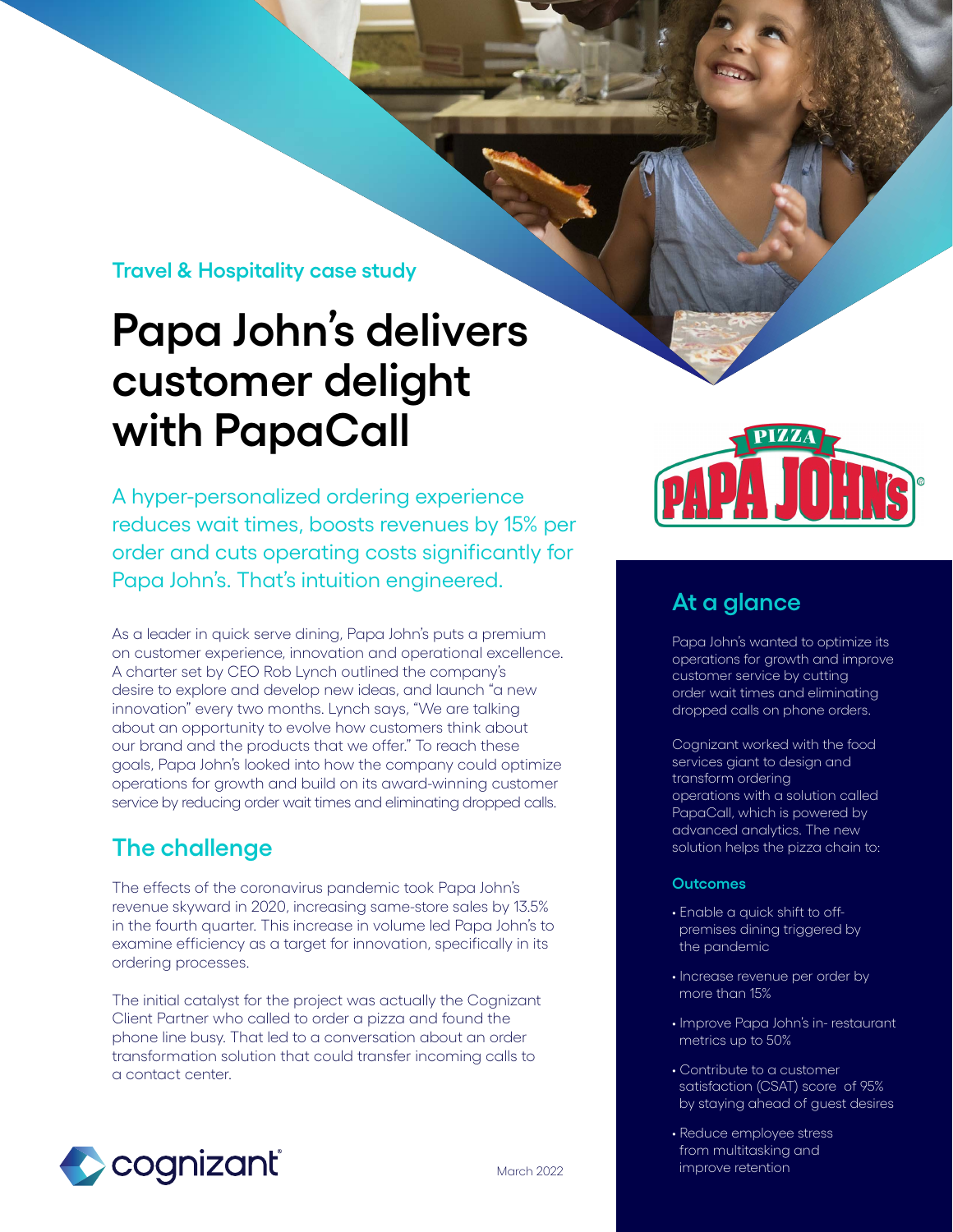Travel & Hospitality case study

# Papa John's delivers customer delight with PapaCall

A hyper-personalized ordering experience reduces wait times, boosts revenues by 15% per order and cuts operating costs significantly for Papa John's. That's intuition engineered.

As a leader in quick serve dining, Papa John's puts a premium on customer experience, innovation and operational excellence. A charter set by CEO Rob Lynch outlined the company's desire to explore and develop new ideas, and launch "a new innovation" every two months. Lynch says, "We are talking about an opportunity to evolve how customers think about our brand and the products that we offer." To reach these goals, Papa John's looked into how the company could optimize operations for growth and build on its award-winning customer service by reducing order wait times and eliminating dropped calls.

## The challenge

The effects of the coronavirus pandemic took Papa John's revenue skyward in 2020, increasing same-store sales by 13.5% in the fourth quarter. This increase in volume led Papa John's to examine efficiency as a target for innovation, specifically in its ordering processes.

The initial catalyst for the project was actually the Cognizant Client Partner who called to order a pizza and found the phone line busy. That led to a conversation about an order transformation solution that could transfer incoming calls to a contact center.

## At a glance

Papa John's wanted to optimize its operations for growth and improve customer service by cutting order wait times and eliminating dropped calls on phone orders.

Cognizant worked with the food services giant to design and transform ordering operations with a solution called PapaCall, which is powered by advanced analytics. The new solution helps the pizza chain to:

### Outcomes

- Enable a quick shift to off-premises dining triggered by the pandemic
- Increase revenue per order by more than 15%
- Improve Papa John's in- restaurant metrics up to 50%
- Contribute to a customer satisfaction (CSAT) score of 95% by staying ahead of guest desires
- Reduce employee stress from multitasking and improve retention

March 2022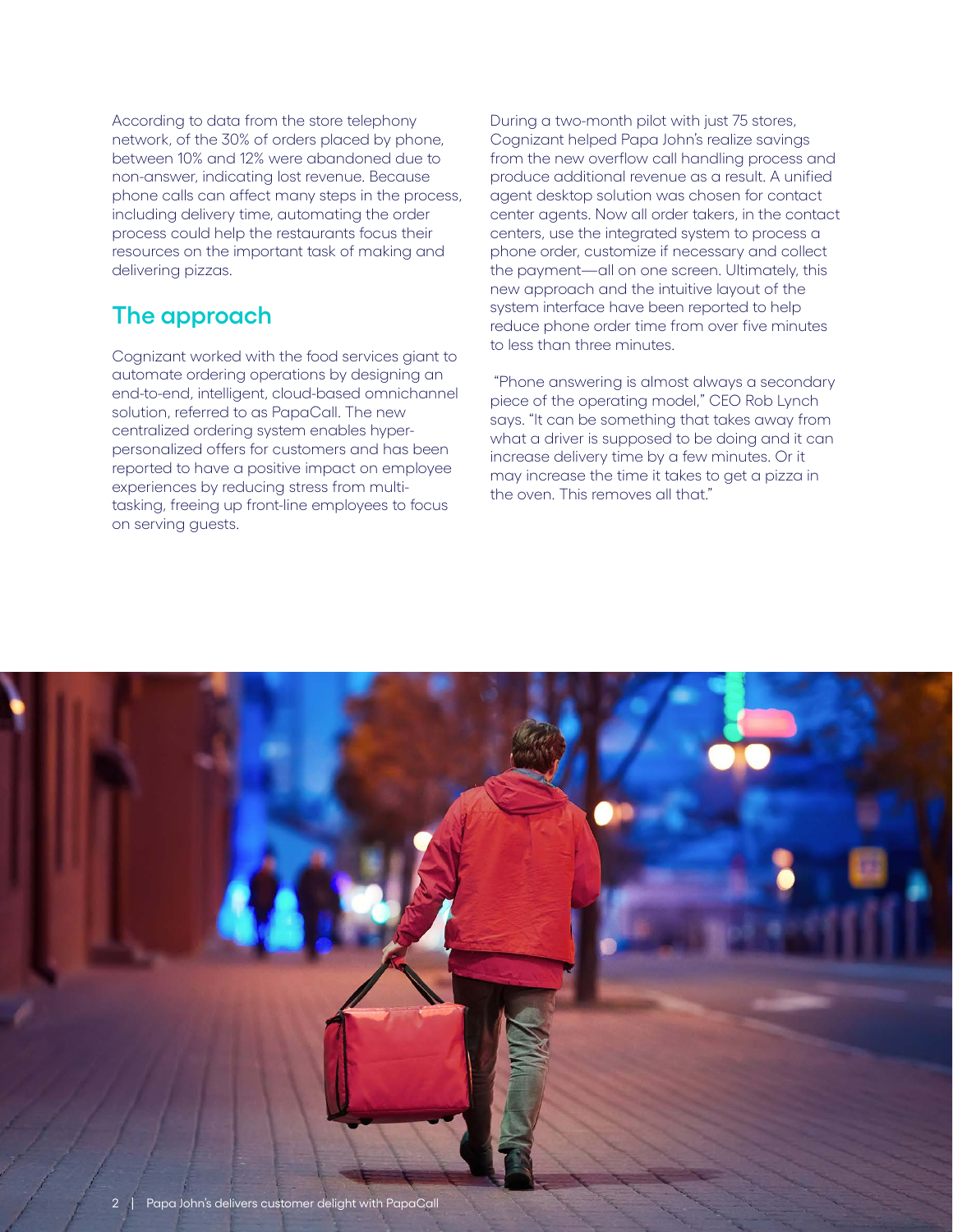According to data from the store telephony network, of the 30% of orders placed by phone, between 10% and 12% were abandoned due to non-answer, indicating lost revenue. Because phone calls can affect many steps in the process, including delivery time, automating the order process could help the restaurants focus their resources on the important task of making and delivering pizzas.

## The approach

Cognizant worked with the food services giant to automate ordering operations by designing an end-to-end, intelligent, cloud-based omnichannel solution, referred to as PapaCall. The new centralized ordering system enables hyper-personalized offers for customers and has been reported to have a positive impact on employee experiences by reducing stress from multi-tasking, freeing up front-line employees to focus on serving guests.

During a two-month pilot with just 75 stores, Cognizant helped Papa John's realize savings from the new overflow call handling process and produce additional revenue as a result. A unified agent desktop solution was chosen for contact center agents. Now all order takers, in the contact centers, use the integrated system to process a phone order, customize if necessary and collect the payment—all on one screen. Ultimately, this new approach and the intuitive layout of the system interface have been reported to help reduce phone order time from over five minutes to less than three minutes.

"Phone answering is almost always a secondary piece of the operating model," CEO Rob Lynch says. "It can be something that takes away from what a driver is supposed to be doing and it can increase delivery time by a few minutes. Or it may increase the time it takes to get a pizza in the oven. This removes all that."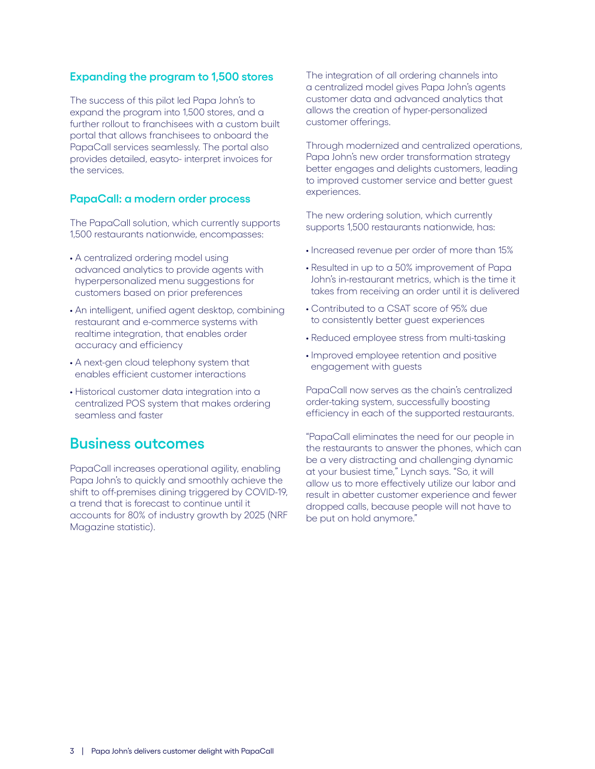### Expanding the program to 1,500 stores

The success of this pilot led Papa John's to expand the program into 1,500 stores, and a further rollout to franchisees with a custom built portal that allows franchisees to onboard the PapaCall services seamlessly. The portal also provides detailed, easyto- interpret invoices for the services.

### PapaCall: a modern order process

The PapaCall solution, which currently supports 1,500 restaurants nationwide, encompasses:

- A centralized ordering model using advanced analytics to provide agents with hyperpersonalized menu suggestions for customers based on prior preferences
- An intelligent, unified agent desktop, combining restaurant and e-commerce systems with realtime integration, that enables order accuracy and efficiency
- A next-gen cloud telephony system that enables efficient customer interactions
- Historical customer data integration into a centralized POS system that makes ordering seamless and faster

## Business outcomes

PapaCall increases operational agility, enabling Papa John's to quickly and smoothly achieve the shift to off-premises dining triggered by COVID-19, a trend that is forecast to continue until it accounts for 80% of industry growth by 2025 (NRF Magazine statistic).

The integration of all ordering channels into a centralized model gives Papa John's agents customer data and advanced analytics that allows the creation of hyper-personalized customer offerings.

Through modernized and centralized operations, Papa John's new order transformation strategy better engages and delights customers, leading to improved customer service and better guest experiences.

The new ordering solution, which currently supports 1,500 restaurants nationwide, has:

- Increased revenue per order of more than 15%
- Resulted in up to a 50% improvement of Papa John's in-restaurant metrics, which is the time it takes from receiving an order until it is delivered
- Contributed to a CSAT score of 95% due to consistently better guest experiences
- Reduced employee stress from multi-tasking
- Improved employee retention and positive engagement with guests

PapaCall now serves as the chain's centralized order-taking system, successfully boosting efficiency in each of the supported restaurants.

"PapaCall eliminates the need for our people in the restaurants to answer the phones, which can be a very distracting and challenging dynamic at your busiest time," Lynch says. "So, it will allow us to more effectively utilize our labor and result in abetter customer experience and fewer dropped calls, because people will not have to be put on hold anymore."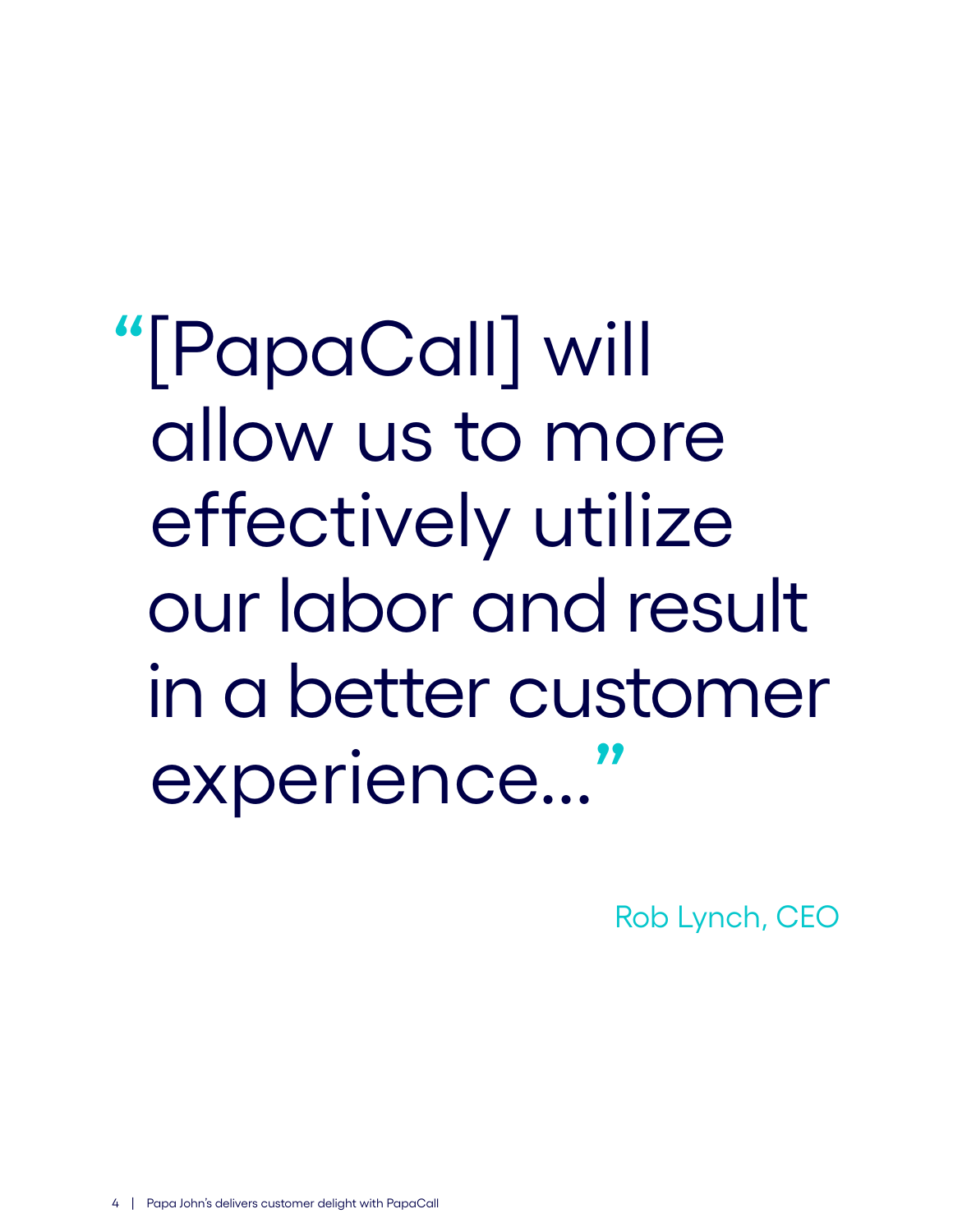> "[PapaCall] will allow us to more effectively utilize our labor and result in a better customer experience..."

Rob Lynch, CEO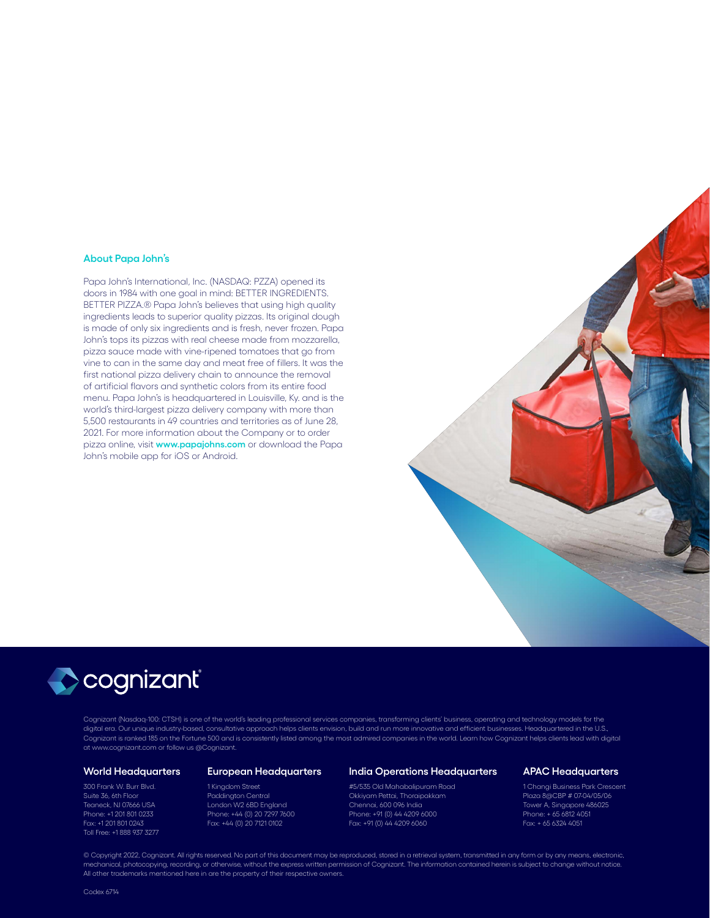## About Papa John's

Papa John's International, Inc. (NASDAQ: PZZA) opened its doors in 1984 with one goal in mind: BETTER INGREDIENTS. BETTER PIZZA.® Papa John's believes that using high quality ingredients leads to superior quality pizzas. Its original dough is made of only six ingredients and is fresh, never frozen. Papa John's tops its pizzas with real cheese made from mozzarella, pizza sauce made with vine-ripened tomatoes that go from vine to can in the same day and meat free of fillers. It was the first national pizza delivery chain to announce the removal of artificial flavors and synthetic colors from its entire food menu. Papa John's is headquartered in Louisville, Ky. and is the world's third-largest pizza delivery company with more than 5,500 restaurants in 49 countries and territories as of June 28, 2021. For more information about the Company or to order pizza online, visit **www.papajohns.com** or download the Papa John's mobile app for iOS or Android.

cognizant

Cognizant (Nasdaq-100: CTSH) is one of the world's leading professional services companies, transforming clients' business, operating and technology models for the digital era. Our unique industry-based, consultative approach helps clients envision, build and run more innovative and efficient businesses. Headquartered in the U.S., Cognizant is ranked 185 on the Fortune 500 and is consistently listed among the most admired companies in the world. Learn how Cognizant helps clients lead with digital at www.cognizant.com or follow us @Cognizant.

### World Headquarters

300 Frank W. Burr Blvd.
Suite 36, 6th Floor
Teaneck, NJ 07666 USA
Phone: +1 201 801 0233
Fax: +1 201 801 0243
Toll Free: +1 888 937 3277

### European Headquarters

1 Kingdom Street
Paddington Central
London W2 6BD England
Phone: +44 (0) 20 7297 7600
Fax: +44 (0) 20 7121 0102

### India Operations Headquarters

#5/535 Old Mahabalipuram Road
Okkiyam Pettai, Thoraipakkam
Chennai, 600 096 India
Phone: +91 (0) 44 4209 6000
Fax: +91 (0) 44 4209 6060

### APAC Headquarters

1 Changi Business Park Crescent
Plaza 8@CBP # 07-04/05/06
Tower A, Singapore 486025
Phone: + 65 6812 4051
Fax: + 65 6324 4051

© Copyright 2022, Cognizant. All rights reserved. No part of this document may be reproduced, stored in a retrieval system, transmitted in any form or by any means, electronic, mechanical, photocopying, recording, or otherwise, without the express written permission of Cognizant. The information contained herein is subject to change without notice. All other trademarks mentioned here in are the property of their respective owners.

Codex 6714